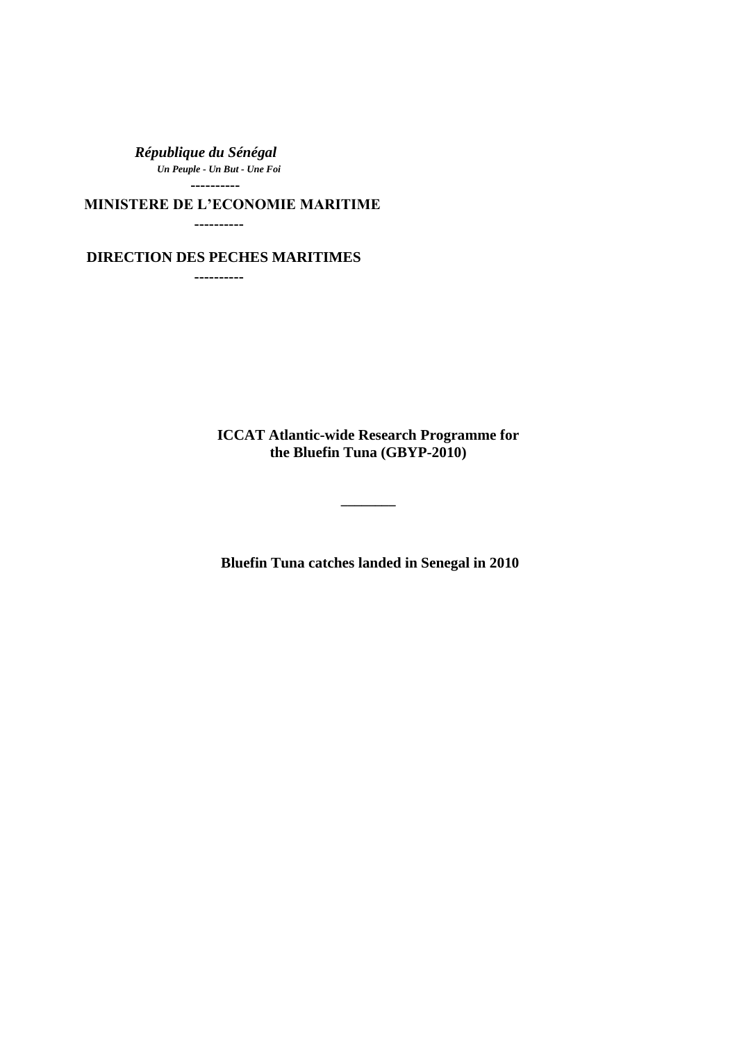***République du Sénégal***

***Un Peuple - Un But - Une Foi***

----------

**MINISTERE DE L'ECONOMIE MARITIME**

----------

**DIRECTION DES PECHES MARITIMES**

----------

# ICCAT Atlantic-wide Research Programme for the Bluefin Tuna (GBYP-2010)

---

# Bluefin Tuna catches landed in Senegal in 2010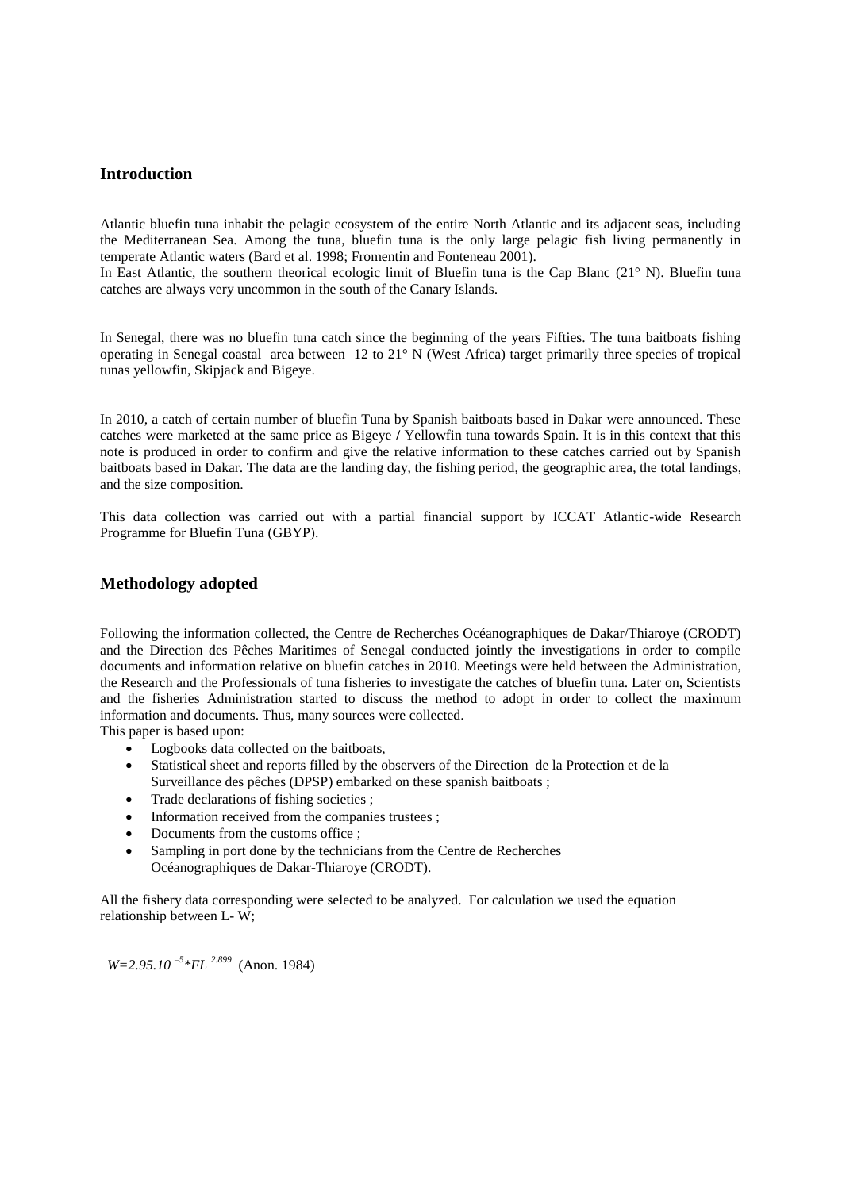## Introduction

Atlantic bluefin tuna inhabit the pelagic ecosystem of the entire North Atlantic and its adjacent seas, including the Mediterranean Sea. Among the tuna, bluefin tuna is the only large pelagic fish living permanently in temperate Atlantic waters (Bard et al. 1998; Fromentin and Fonteneau 2001).
In East Atlantic, the southern theorical ecologic limit of Bluefin tuna is the Cap Blanc (21° N). Bluefin tuna catches are always very uncommon in the south of the Canary Islands.

In Senegal, there was no bluefin tuna catch since the beginning of the years Fifties. The tuna baitboats fishing operating in Senegal coastal area between 12 to 21° N (West Africa) target primarily three species of tropical tunas yellowfin, Skipjack and Bigeye.

In 2010, a catch of certain number of bluefin Tuna by Spanish baitboats based in Dakar were announced. These catches were marketed at the same price as Bigeye / Yellowfin tuna towards Spain. It is in this context that this note is produced in order to confirm and give the relative information to these catches carried out by Spanish baitboats based in Dakar. The data are the landing day, the fishing period, the geographic area, the total landings, and the size composition.

This data collection was carried out with a partial financial support by ICCAT Atlantic-wide Research Programme for Bluefin Tuna (GBYP).

## Methodology adopted

Following the information collected, the Centre de Recherches Océanographiques de Dakar/Thiaroye (CRODT) and the Direction des Pêches Maritimes of Senegal conducted jointly the investigations in order to compile documents and information relative on bluefin catches in 2010. Meetings were held between the Administration, the Research and the Professionals of tuna fisheries to investigate the catches of bluefin tuna. Later on, Scientists and the fisheries Administration started to discuss the method to adopt in order to collect the maximum information and documents. Thus, many sources were collected.
This paper is based upon:

- Logbooks data collected on the baitboats,
- Statistical sheet and reports filled by the observers of the Direction de la Protection et de la Surveillance des pêches (DPSP) embarked on these spanish baitboats ;
- Trade declarations of fishing societies ;
- Information received from the companies trustees ;
- Documents from the customs office ;
- Sampling in port done by the technicians from the Centre de Recherches Océanographiques de Dakar-Thiaroye (CRODT).

All the fishery data corresponding were selected to be analyzed. For calculation we used the equation relationship between L- W;

$W=2.95.10^{-5}*FL^{2.899}$ (Anon. 1984)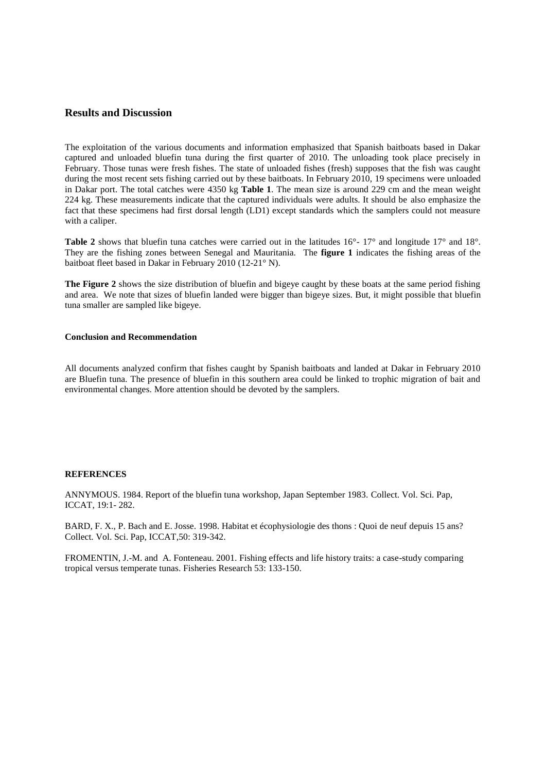## Results and Discussion

The exploitation of the various documents and information emphasized that Spanish baitboats based in Dakar captured and unloaded bluefin tuna during the first quarter of 2010. The unloading took place precisely in February. Those tunas were fresh fishes. The state of unloaded fishes (fresh) supposes that the fish was caught during the most recent sets fishing carried out by these baitboats. In February 2010, 19 specimens were unloaded in Dakar port. The total catches were 4350 kg **Table 1**. The mean size is around 229 cm and the mean weight 224 kg. These measurements indicate that the captured individuals were adults. It should be also emphasize the fact that these specimens had first dorsal length (LD1) except standards which the samplers could not measure with a caliper.

**Table 2** shows that bluefin tuna catches were carried out in the latitudes 16°- 17° and longitude 17° and 18°. They are the fishing zones between Senegal and Mauritania. The **figure 1** indicates the fishing areas of the baitboat fleet based in Dakar in February 2010 (12-21° N).

**The Figure 2** shows the size distribution of bluefin and bigeye caught by these boats at the same period fishing and area. We note that sizes of bluefin landed were bigger than bigeye sizes. But, it might possible that bluefin tuna smaller are sampled like bigeye.

**Conclusion and Recommendation**

All documents analyzed confirm that fishes caught by Spanish baitboats and landed at Dakar in February 2010 are Bluefin tuna. The presence of bluefin in this southern area could be linked to trophic migration of bait and environmental changes. More attention should be devoted by the samplers.

**REFERENCES**

ANNYMOUS. 1984. Report of the bluefin tuna workshop, Japan September 1983. Collect. Vol. Sci. Pap, ICCAT, 19:1- 282.

BARD, F. X., P. Bach and E. Josse. 1998. Habitat et écophysiologie des thons : Quoi de neuf depuis 15 ans? Collect. Vol. Sci. Pap, ICCAT,50: 319-342.

FROMENTIN, J.-M. and A. Fonteneau. 2001. Fishing effects and life history traits: a case-study comparing tropical versus temperate tunas. Fisheries Research 53: 133-150.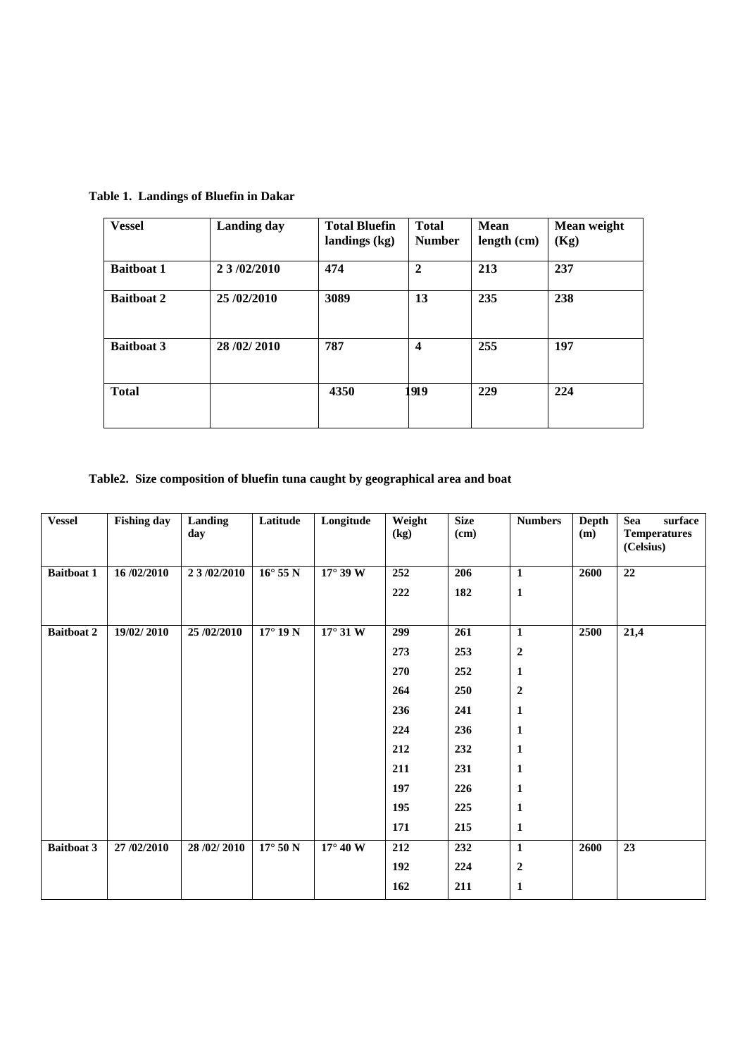**Table 1. Landings of Bluefin in Dakar**

| Vessel | Landing day | Total Bluefin landings (kg) | Total Number | Mean length (cm) | Mean weight (Kg) |
|---|---|---|---|---|---|
| **Baitboat 1** | **2 3 /02/2010** | **474** | **2** | **213** | **237** |
| **Baitboat 2** | **25 /02/2010** | **3089** | **13** | **235** | **238** |
| **Baitboat 3** | **28 /02/ 2010** | **787** | **4** | **255** | **197** |
| **Total** | | **4350** | **19** | **229** | **224** |

**Table2. Size composition of bluefin tuna caught by geographical area and boat**

| Vessel | Fishing day | Landing day | Latitude | Longitude | Weight (kg) | Size (cm) | Numbers | Depth (m) | Sea surface Temperatures (Celsius) |
|---|---|---|---|---|---|---|---|---|---|
| **Baitboat 1** | **16 /02/2010** | **2 3 /02/2010** | **16° 55 N** | **17° 39 W** | **252** | **206** | **1** | **2600** | **22** |
| | | | | | **222** | **182** | **1** | | |
| **Baitboat 2** | **19/02/ 2010** | **25 /02/2010** | **17° 19 N** | **17° 31 W** | **299** | **261** | **1** | **2500** | **21,4** |
| | | | | | **273** | **253** | **2** | | |
| | | | | | **270** | **252** | **1** | | |
| | | | | | **264** | **250** | **2** | | |
| | | | | | **236** | **241** | **1** | | |
| | | | | | **224** | **236** | **1** | | |
| | | | | | **212** | **232** | **1** | | |
| | | | | | **211** | **231** | **1** | | |
| | | | | | **197** | **226** | **1** | | |
| | | | | | **195** | **225** | **1** | | |
| | | | | | **171** | **215** | **1** | | |
| **Baitboat 3** | **27 /02/2010** | **28 /02/ 2010** | **17° 50 N** | **17° 40 W** | **212** | **232** | **1** | **2600** | **23** |
| | | | | | **192** | **224** | **2** | | |
| | | | | | **162** | **211** | **1** | | |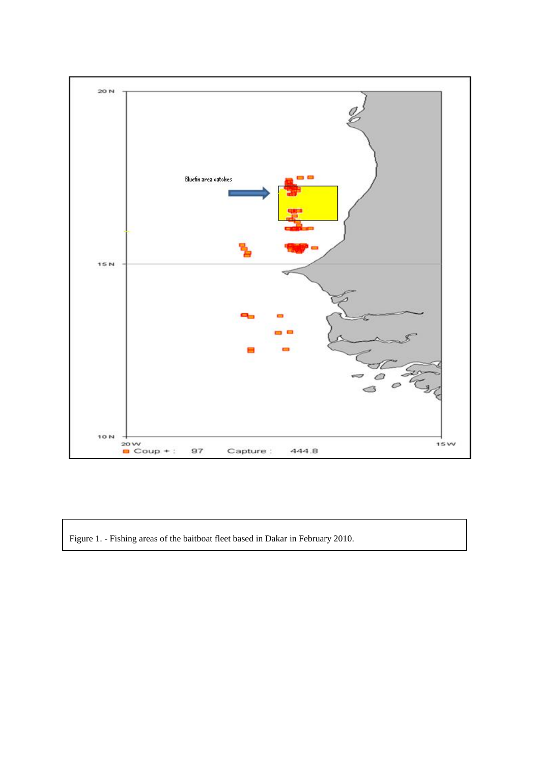Figure 1. - Fishing areas of the baitboat fleet based in Dakar in February 2010.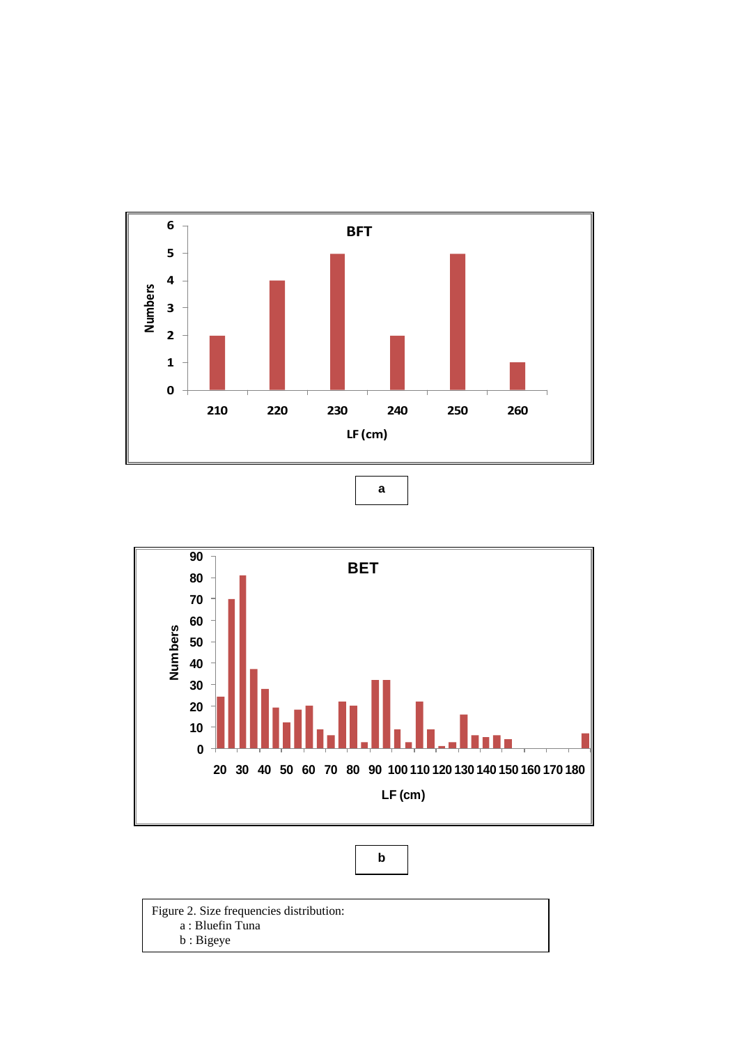BFT

6
5
4
3
2
1
0

Numbers

210 220 230 240 250 260

LF (cm)

a

BET

90
80
70
60
50
40
30
20
10
0

Numbers

20 30 40 50 60 70 80 90 100 110 120 130 140 150 160 170 180

LF (cm)

b

Figure 2. Size frequencies distribution:
a : Bluefin Tuna
b : Bigeye